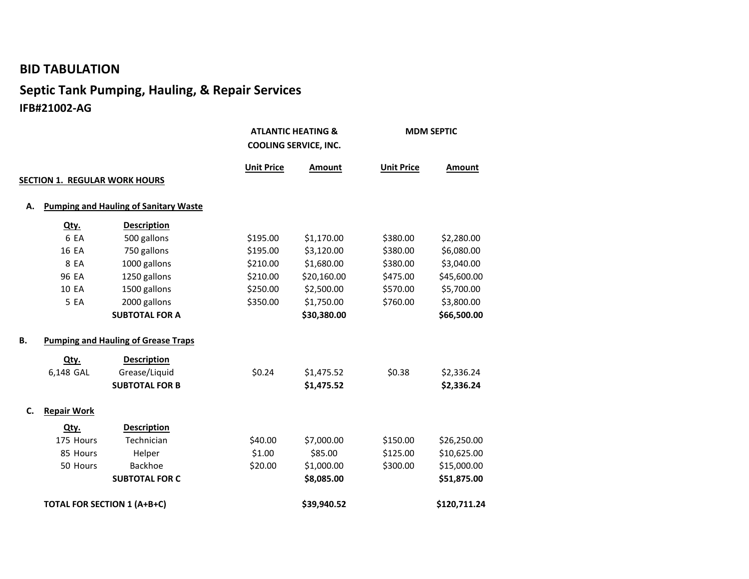# BID TABULATION

## Septic Tank Pumping, Hauling, & Repair Services

### IFB#21002-AG

| | | ATLANTIC HEATING & COOLING SERVICE, INC. | | MDM SEPTIC | |
|---|---|---|---|---|---|
| | | **Unit Price** | **Amount** | **Unit Price** | **Amount** |
| **SECTION 1. REGULAR WORK HOURS** | | | | | |
| **A. Pumping and Hauling of Sanitary Waste** | | | | | |
| **Qty.** | **Description** | | | | |
| 6 EA | 500 gallons | $195.00 | $1,170.00 | $380.00 | $2,280.00 |
| 16 EA | 750 gallons | $195.00 | $3,120.00 | $380.00 | $6,080.00 |
| 8 EA | 1000 gallons | $210.00 | $1,680.00 | $380.00 | $3,040.00 |
| 96 EA | 1250 gallons | $210.00 | $20,160.00 | $475.00 | $45,600.00 |
| 10 EA | 1500 gallons | $250.00 | $2,500.00 | $570.00 | $5,700.00 |
| 5 EA | 2000 gallons | $350.00 | $1,750.00 | $760.00 | $3,800.00 |
| | **SUBTOTAL FOR A** | | **$30,380.00** | | **$66,500.00** |
| **B. Pumping and Hauling of Grease Traps** | | | | | |
| **Qty.** | **Description** | | | | |
| 6,148 GAL | Grease/Liquid | $0.24 | $1,475.52 | $0.38 | $2,336.24 |
| | **SUBTOTAL FOR B** | | **$1,475.52** | | **$2,336.24** |
| **C. Repair Work** | | | | | |
| **Qty.** | **Description** | | | | |
| 175 Hours | Technician | $40.00 | $7,000.00 | $150.00 | $26,250.00 |
| 85 Hours | Helper | $1.00 | $85.00 | $125.00 | $10,625.00 |
| 50 Hours | Backhoe | $20.00 | $1,000.00 | $300.00 | $15,000.00 |
| | **SUBTOTAL FOR C** | | **$8,085.00** | | **$51,875.00** |
| **TOTAL FOR SECTION 1 (A+B+C)** | | | **$39,940.52** | | **$120,711.24** |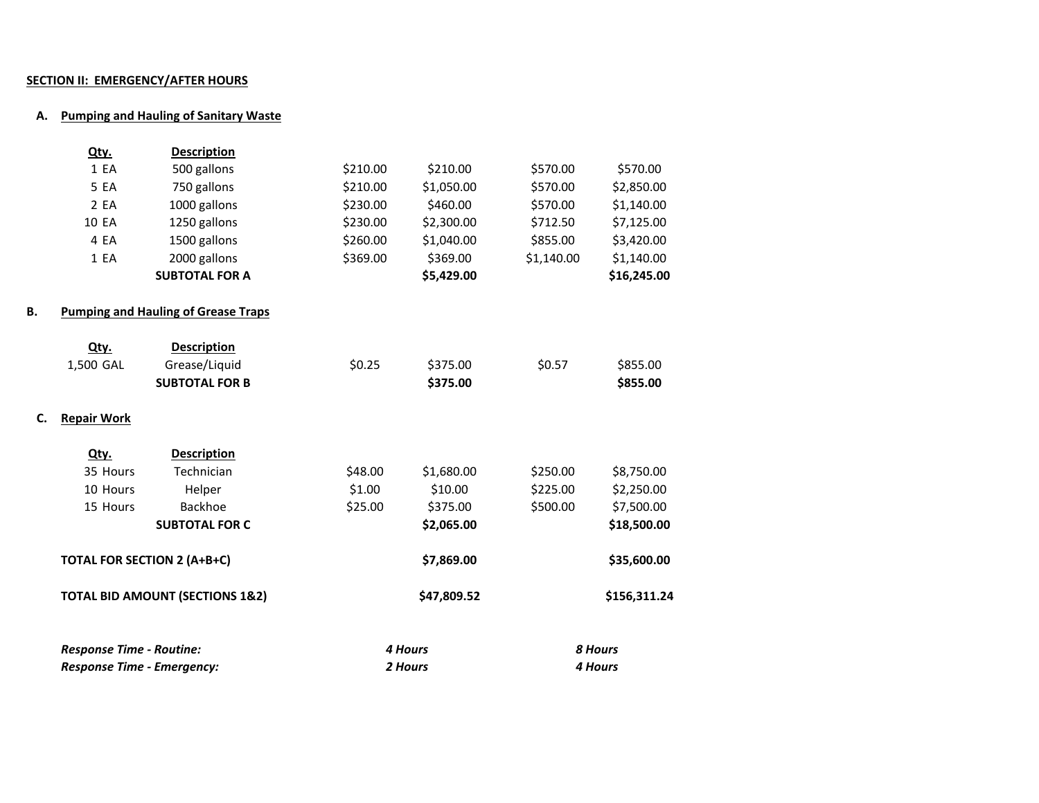**SECTION II: EMERGENCY/AFTER HOURS**

**A. Pumping and Hauling of Sanitary Waste**

| Qty. | Description | | | | |
|---|---|---|---|---|---|
| 1 EA | 500 gallons | $210.00 | $210.00 | $570.00 | $570.00 |
| 5 EA | 750 gallons | $210.00 | $1,050.00 | $570.00 | $2,850.00 |
| 2 EA | 1000 gallons | $230.00 | $460.00 | $570.00 | $1,140.00 |
| 10 EA | 1250 gallons | $230.00 | $2,300.00 | $712.50 | $7,125.00 |
| 4 EA | 1500 gallons | $260.00 | $1,040.00 | $855.00 | $3,420.00 |
| 1 EA | 2000 gallons | $369.00 | $369.00 | $1,140.00 | $1,140.00 |
| | **SUBTOTAL FOR A** | | **$5,429.00** | | **$16,245.00** |

**B. Pumping and Hauling of Grease Traps**

| Qty. | Description | | | | |
|---|---|---|---|---|---|
| 1,500 GAL | Grease/Liquid | $0.25 | $375.00 | $0.57 | $855.00 |
| | **SUBTOTAL FOR B** | | **$375.00** | | **$855.00** |

**C. Repair Work**

| Qty. | Description | | | | |
|---|---|---|---|---|---|
| 35 Hours | Technician | $48.00 | $1,680.00 | $250.00 | $8,750.00 |
| 10 Hours | Helper | $1.00 | $10.00 | $225.00 | $2,250.00 |
| 15 Hours | Backhoe | $25.00 | $375.00 | $500.00 | $7,500.00 |
| | **SUBTOTAL FOR C** | | **$2,065.00** | | **$18,500.00** |

| | | |
|---|---|---|
| **TOTAL FOR SECTION 2 (A+B+C)** | **$7,869.00** | **$35,600.00** |
| **TOTAL BID AMOUNT (SECTIONS 1&2)** | **$47,809.52** | **$156,311.24** |

| | | |
|---|---|---|
| ***Response Time - Routine:*** | ***4 Hours*** | ***8 Hours*** |
| ***Response Time - Emergency:*** | ***2 Hours*** | ***4 Hours*** |